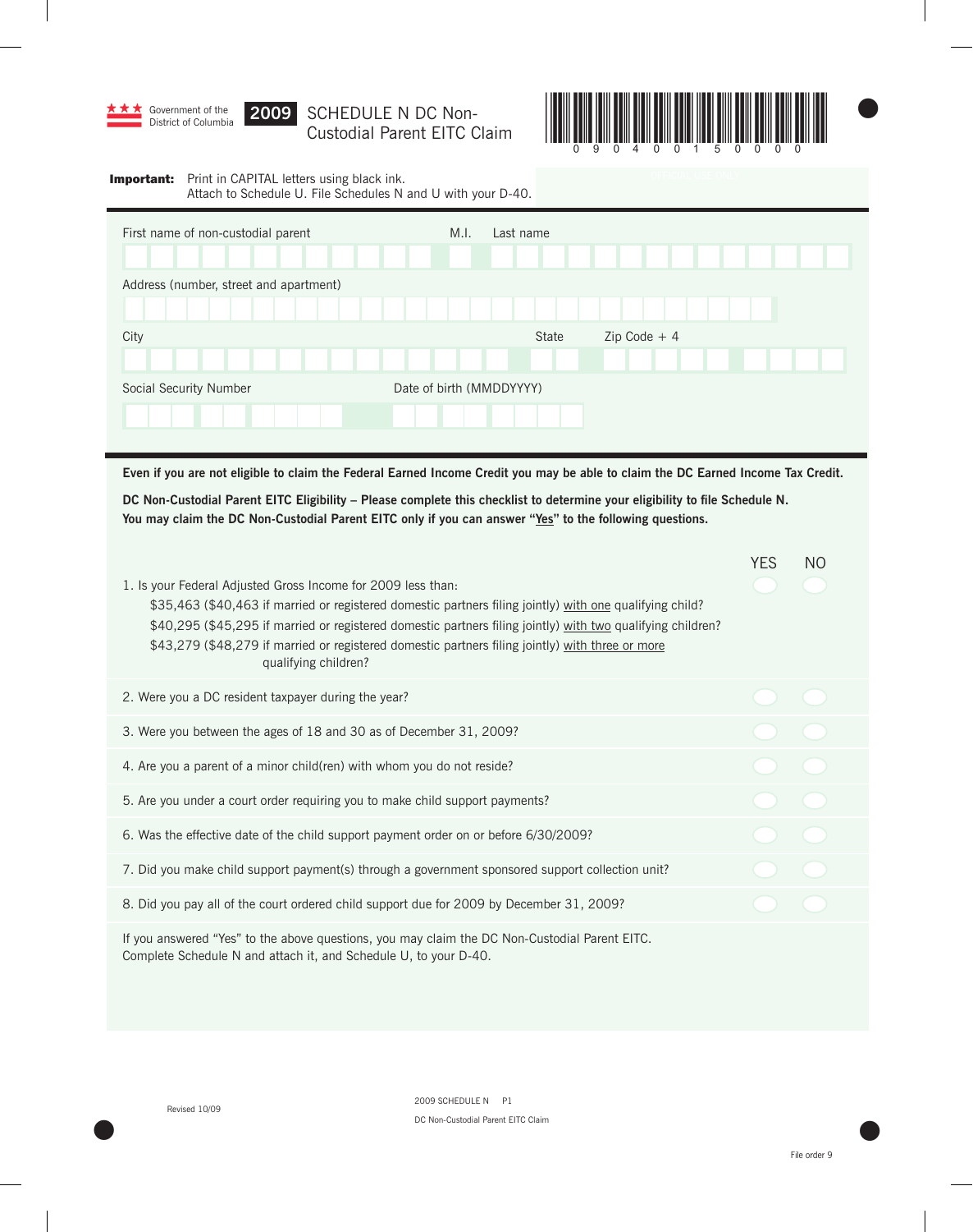Government of the District of Columbia

# 2009 SCHEDULE N DC Non-Custodial Parent EITC Claim

0 9 0 4 0 0 1 5 0 0 0 0

**Important:** Print in CAPITAL letters using black ink.
Attach to Schedule U. File Schedules N and U with your D-40.

| First name of non-custodial parent | M.I. | Last name |
|---|---|---|
| | | |

Address (number, street and apartment)

| City | State | Zip Code + 4 |
|---|---|---|
| | | |

| Social Security Number | Date of birth (MMDDYYYY) |
|---|---|
| | |

**Even if you are not eligible to claim the Federal Earned Income Credit you may be able to claim the DC Earned Income Tax Credit.**

**DC Non-Custodial Parent EITC Eligibility – Please complete this checklist to determine your eligibility to file Schedule N. You may claim the DC Non-Custodial Parent EITC only if you can answer "Yes" to the following questions.**

| | YES | NO |
|---|---|---|
| 1. Is your Federal Adjusted Gross Income for 2009 less than:<br>$35,463 ($40,463 if married or registered domestic partners filing jointly) with one qualifying child?<br>$40,295 ($45,295 if married or registered domestic partners filing jointly) with two qualifying children?<br>$43,279 ($48,279 if married or registered domestic partners filing jointly) with three or more qualifying children? | | |
| 2. Were you a DC resident taxpayer during the year? | | |
| 3. Were you between the ages of 18 and 30 as of December 31, 2009? | | |
| 4. Are you a parent of a minor child(ren) with whom you do not reside? | | |
| 5. Are you under a court order requiring you to make child support payments? | | |
| 6. Was the effective date of the child support payment order on or before 6/30/2009? | | |
| 7. Did you make child support payment(s) through a government sponsored support collection unit? | | |
| 8. Did you pay all of the court ordered child support due for 2009 by December 31, 2009? | | |

If you answered "Yes" to the above questions, you may claim the DC Non-Custodial Parent EITC. Complete Schedule N and attach it, and Schedule U, to your D-40.

Revised 10/09

2009 SCHEDULE N P1
DC Non-Custodial Parent EITC Claim

File order 9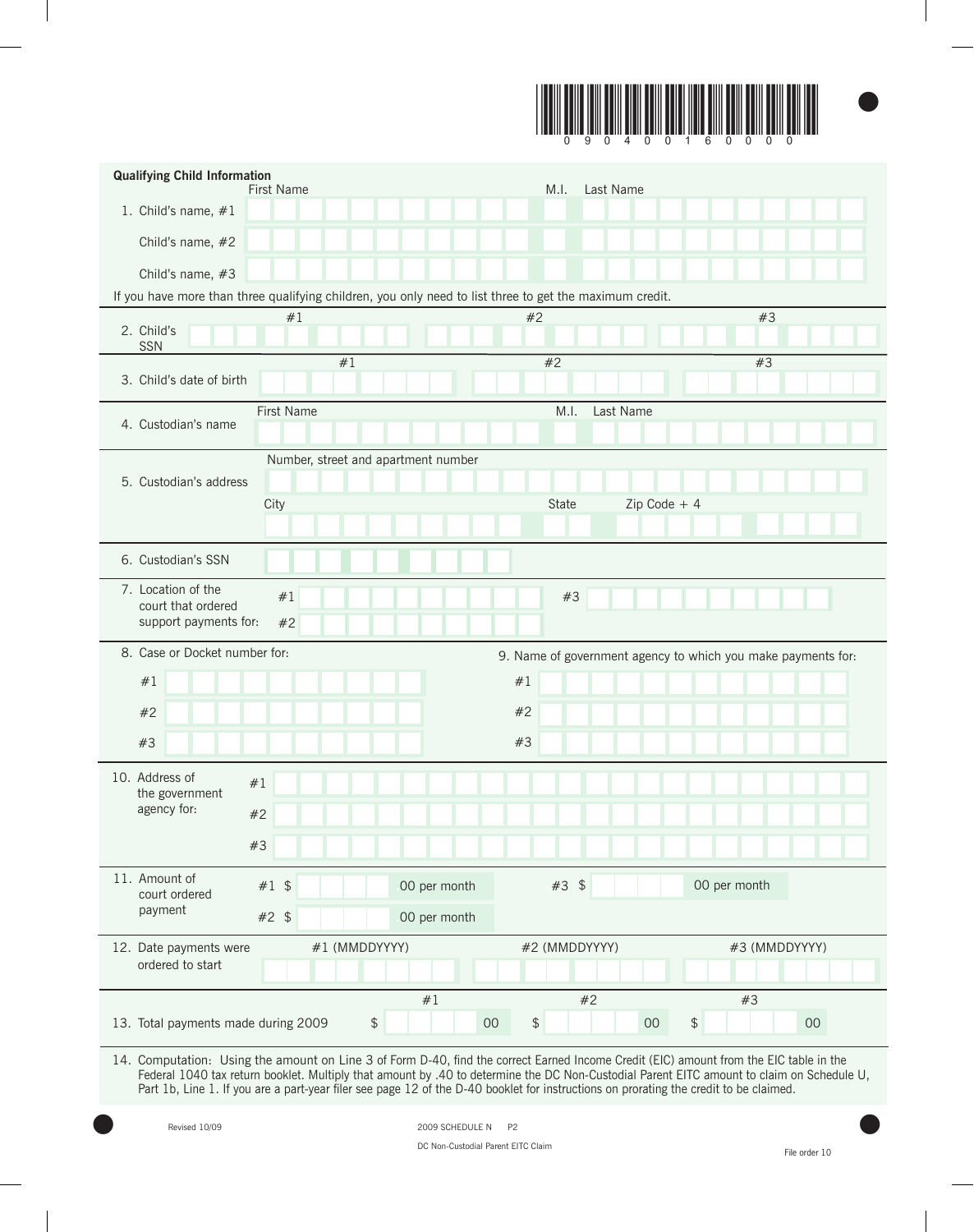**Qualifying Child Information**

| | First Name | M.I. | Last Name |
|---|---|---|---|
| 1. Child's name, #1 | | | |
| Child's name, #2 | | | |
| Child's name, #3 | | | |

If you have more than three qualifying children, you only need to list three to get the maximum credit.

| | #1 | #2 | #3 |
|---|---|---|---|
| 2. Child's SSN | | | |
| 3. Child's date of birth | | | |

| | First Name | M.I. | Last Name |
|---|---|---|---|
| 4. Custodian's name | | | |

5. Custodian's address

Number, street and apartment number

City | State | Zip Code + 4

6. Custodian's SSN

7. Location of the court that ordered support payments for: #1 #2 #3

| 8. Case or Docket number for: | | 9. Name of government agency to which you make payments for: | |
|---|---|---|---|
| #1 | | #1 | |
| #2 | | #2 | |
| #3 | | #3 | |

10. Address of the government agency for:

#1

#2

#3

11. Amount of court ordered payment

#1 $ 00 per month

#2 $ 00 per month

#3 $ 00 per month

| | #1 (MMDDYYYY) | #2 (MMDDYYYY) | #3 (MMDDYYYY) |
|---|---|---|---|
| 12. Date payments were ordered to start | | | |

| | #1 | #2 | #3 |
|---|---|---|---|
| 13. Total payments made during 2009 | $ 00 | $ 00 | $ 00 |

14. Computation: Using the amount on Line 3 of Form D-40, find the correct Earned Income Credit (EIC) amount from the EIC table in the Federal 1040 tax return booklet. Multiply that amount by .40 to determine the DC Non-Custodial Parent EITC amount to claim on Schedule U, Part 1b, Line 1. If you are a part-year filer see page 12 of the D-40 booklet for instructions on prorating the credit to be claimed.

Revised 10/09

2009 SCHEDULE N P2

DC Non-Custodial Parent EITC Claim

File order 10